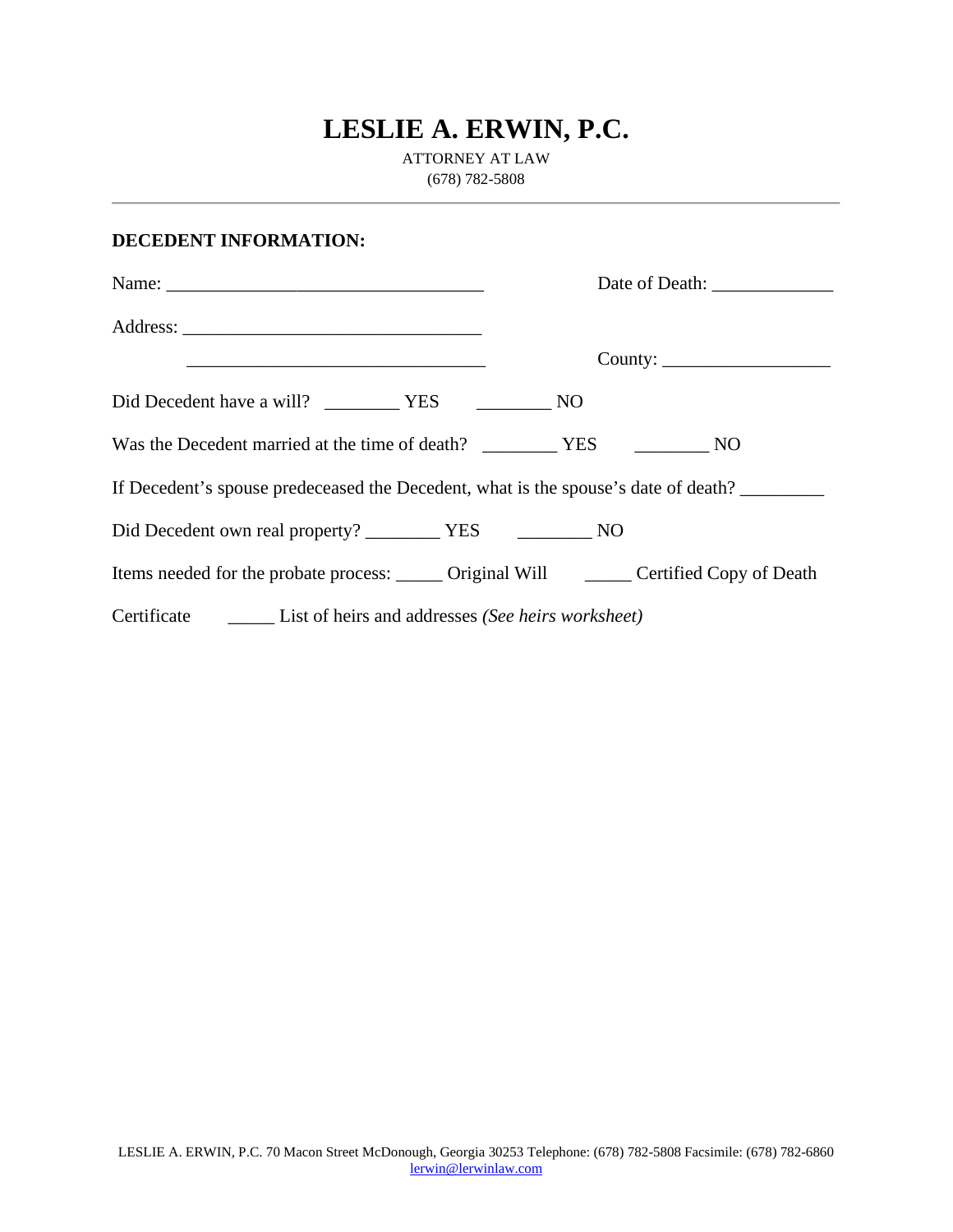# LESLIE A. ERWIN, P.C.

ATTORNEY AT LAW
(678) 782-5808

---

**DECEDENT INFORMATION:**

Name: __________________________________ Date of Death: _____________

Address: ________________________________

________________________________ County: __________________

Did Decedent have a will? ________ YES ________ NO

Was the Decedent married at the time of death? ________ YES ________ NO

If Decedent's spouse predeceased the Decedent, what is the spouse's date of death? _________

Did Decedent own real property? ________ YES ________ NO

Items needed for the probate process: _____ Original Will _____ Certified Copy of Death Certificate _____ List of heirs and addresses *(See heirs worksheet)*

LESLIE A. ERWIN, P.C. 70 Macon Street McDonough, Georgia 30253 Telephone: (678) 782-5808 Facsimile: (678) 782-6860
lerwin@lerwinlaw.com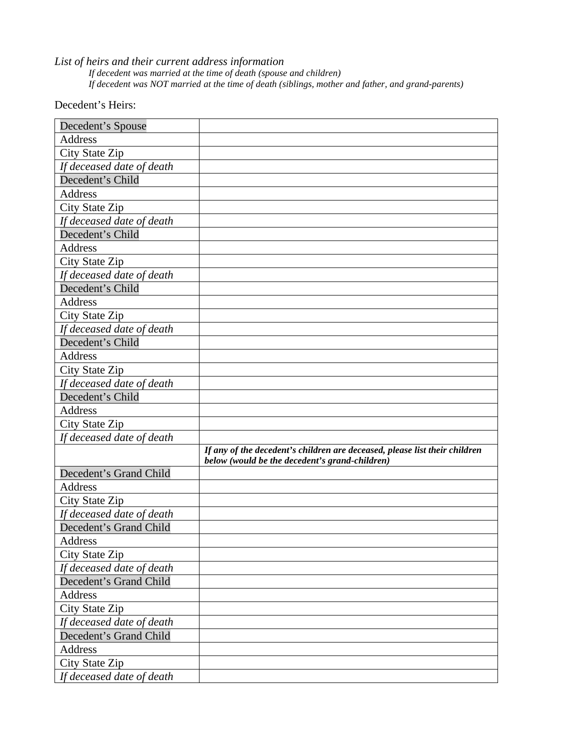*List of heirs and their current address information*

*If decedent was married at the time of death (spouse and children)*

*If decedent was NOT married at the time of death (siblings, mother and father, and grand-parents)*

Decedent's Heirs:

| Decedent's Spouse | |
|---|---|
| Address | |
| City State Zip | |
| *If deceased date of death* | |
| Decedent's Child | |
| Address | |
| City State Zip | |
| *If deceased date of death* | |
| Decedent's Child | |
| Address | |
| City State Zip | |
| *If deceased date of death* | |
| Decedent's Child | |
| Address | |
| City State Zip | |
| *If deceased date of death* | |
| Decedent's Child | |
| Address | |
| City State Zip | |
| *If deceased date of death* | |
| Decedent's Child | |
| Address | |
| City State Zip | |
| *If deceased date of death* | |
| | ***If any of the decedent's children are deceased, please list their children below (would be the decedent's grand-children)*** |
| Decedent's Grand Child | |
| Address | |
| City State Zip | |
| *If deceased date of death* | |
| Decedent's Grand Child | |
| Address | |
| City State Zip | |
| *If deceased date of death* | |
| Decedent's Grand Child | |
| Address | |
| City State Zip | |
| *If deceased date of death* | |
| Decedent's Grand Child | |
| Address | |
| City State Zip | |
| *If deceased date of death* | |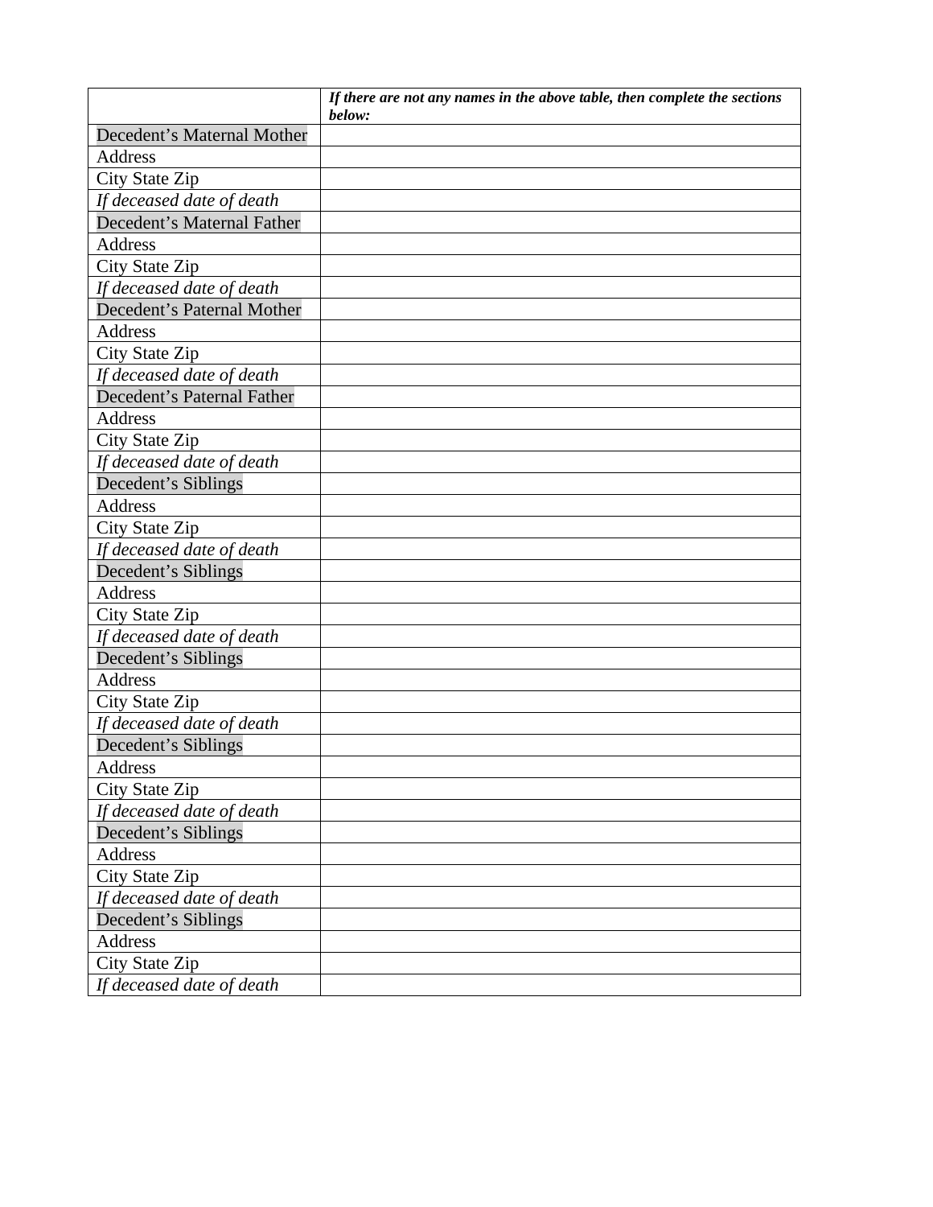| | ***If there are not any names in the above table, then complete the sections below:*** |
|---|---|
| Decedent’s Maternal Mother | |
| Address | |
| City State Zip | |
| *If deceased date of death* | |
| Decedent’s Maternal Father | |
| Address | |
| City State Zip | |
| *If deceased date of death* | |
| Decedent’s Paternal Mother | |
| Address | |
| City State Zip | |
| *If deceased date of death* | |
| Decedent’s Paternal Father | |
| Address | |
| City State Zip | |
| *If deceased date of death* | |
| Decedent’s Siblings | |
| Address | |
| City State Zip | |
| *If deceased date of death* | |
| Decedent’s Siblings | |
| Address | |
| City State Zip | |
| *If deceased date of death* | |
| Decedent’s Siblings | |
| Address | |
| City State Zip | |
| *If deceased date of death* | |
| Decedent’s Siblings | |
| Address | |
| City State Zip | |
| *If deceased date of death* | |
| Decedent’s Siblings | |
| Address | |
| City State Zip | |
| *If deceased date of death* | |
| Decedent’s Siblings | |
| Address | |
| City State Zip | |
| *If deceased date of death* | |